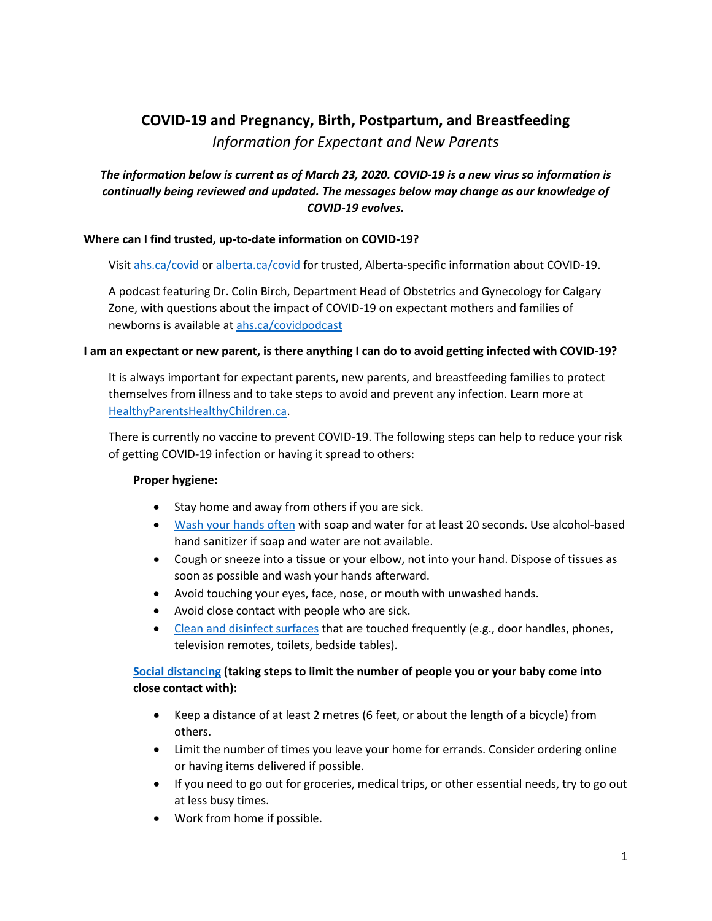# COVID-19 and Pregnancy, Birth, Postpartum, and Breastfeeding

*Information for Expectant and New Parents*

***The information below is current as of March 23, 2020. COVID-19 is a new virus so information is continually being reviewed and updated. The messages below may change as our knowledge of COVID-19 evolves.***

**Where can I find trusted, up-to-date information on COVID-19?**

Visit ahs.ca/covid or alberta.ca/covid for trusted, Alberta-specific information about COVID-19.

A podcast featuring Dr. Colin Birch, Department Head of Obstetrics and Gynecology for Calgary Zone, with questions about the impact of COVID-19 on expectant mothers and families of newborns is available at ahs.ca/covidpodcast

**I am an expectant or new parent, is there anything I can do to avoid getting infected with COVID-19?**

It is always important for expectant parents, new parents, and breastfeeding families to protect themselves from illness and to take steps to avoid and prevent any infection. Learn more at HealthyParentsHealthyChildren.ca.

There is currently no vaccine to prevent COVID-19. The following steps can help to reduce your risk of getting COVID-19 infection or having it spread to others:

**Proper hygiene:**

- Stay home and away from others if you are sick.
- Wash your hands often with soap and water for at least 20 seconds. Use alcohol-based hand sanitizer if soap and water are not available.
- Cough or sneeze into a tissue or your elbow, not into your hand. Dispose of tissues as soon as possible and wash your hands afterward.
- Avoid touching your eyes, face, nose, or mouth with unwashed hands.
- Avoid close contact with people who are sick.
- Clean and disinfect surfaces that are touched frequently (e.g., door handles, phones, television remotes, toilets, bedside tables).

**Social distancing (taking steps to limit the number of people you or your baby come into close contact with):**

- Keep a distance of at least 2 metres (6 feet, or about the length of a bicycle) from others.
- Limit the number of times you leave your home for errands. Consider ordering online or having items delivered if possible.
- If you need to go out for groceries, medical trips, or other essential needs, try to go out at less busy times.
- Work from home if possible.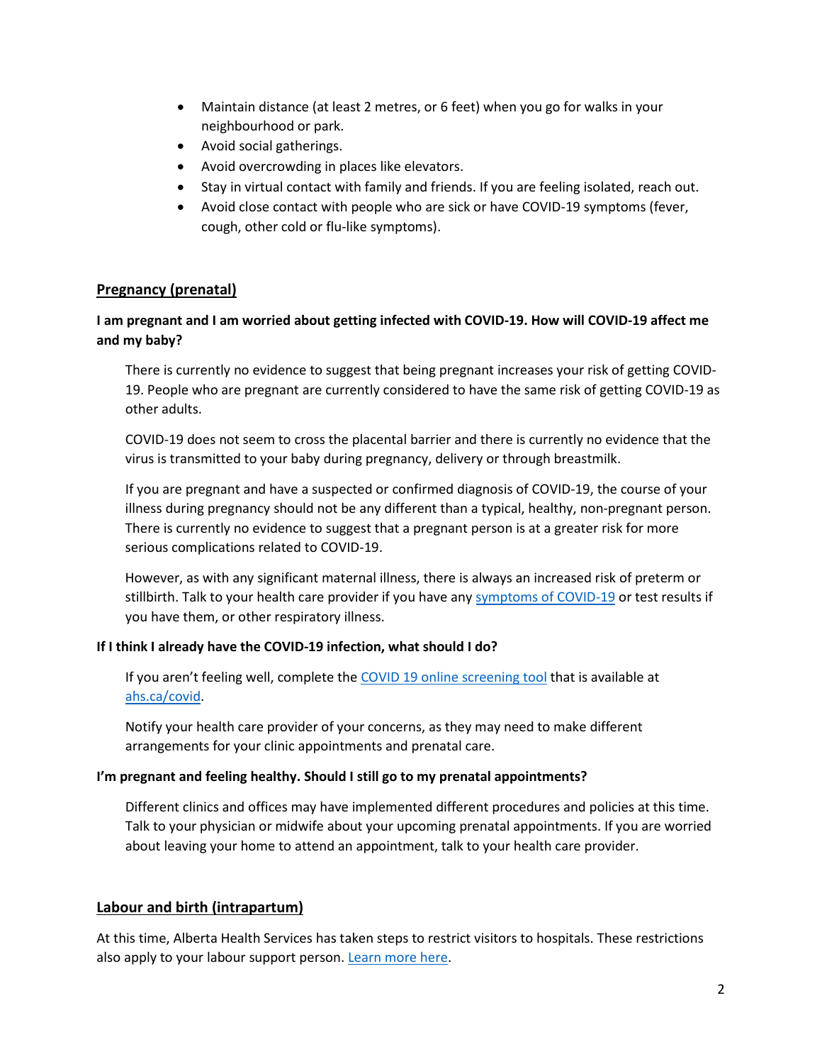- Maintain distance (at least 2 metres, or 6 feet) when you go for walks in your neighbourhood or park.
- Avoid social gatherings.
- Avoid overcrowding in places like elevators.
- Stay in virtual contact with family and friends. If you are feeling isolated, reach out.
- Avoid close contact with people who are sick or have COVID-19 symptoms (fever, cough, other cold or flu-like symptoms).

## Pregnancy (prenatal)

**I am pregnant and I am worried about getting infected with COVID-19. How will COVID-19 affect me and my baby?**

There is currently no evidence to suggest that being pregnant increases your risk of getting COVID-19. People who are pregnant are currently considered to have the same risk of getting COVID-19 as other adults.

COVID-19 does not seem to cross the placental barrier and there is currently no evidence that the virus is transmitted to your baby during pregnancy, delivery or through breastmilk.

If you are pregnant and have a suspected or confirmed diagnosis of COVID-19, the course of your illness during pregnancy should not be any different than a typical, healthy, non-pregnant person. There is currently no evidence to suggest that a pregnant person is at a greater risk for more serious complications related to COVID-19.

However, as with any significant maternal illness, there is always an increased risk of preterm or stillbirth. Talk to your health care provider if you have any symptoms of COVID-19 or test results if you have them, or other respiratory illness.

**If I think I already have the COVID-19 infection, what should I do?**

If you aren't feeling well, complete the COVID 19 online screening tool that is available at ahs.ca/covid.

Notify your health care provider of your concerns, as they may need to make different arrangements for your clinic appointments and prenatal care.

**I'm pregnant and feeling healthy. Should I still go to my prenatal appointments?**

Different clinics and offices may have implemented different procedures and policies at this time. Talk to your physician or midwife about your upcoming prenatal appointments. If you are worried about leaving your home to attend an appointment, talk to your health care provider.

## Labour and birth (intrapartum)

At this time, Alberta Health Services has taken steps to restrict visitors to hospitals. These restrictions also apply to your labour support person. Learn more here.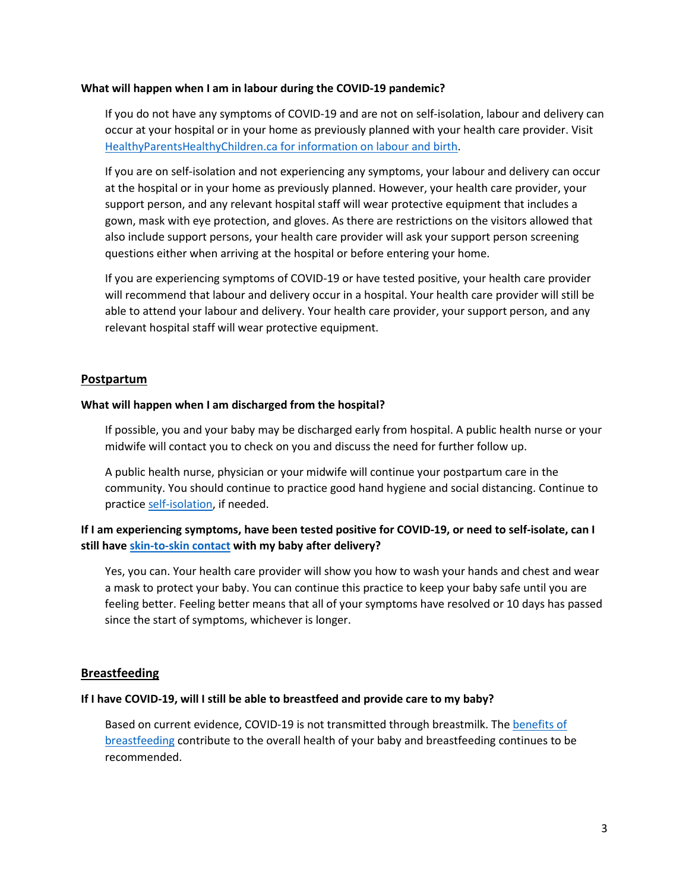**What will happen when I am in labour during the COVID-19 pandemic?**

If you do not have any symptoms of COVID-19 and are not on self-isolation, labour and delivery can occur at your hospital or in your home as previously planned with your health care provider. Visit [HealthyParentsHealthyChildren.ca for information on labour and birth](HealthyParentsHealthyChildren.ca).

If you are on self-isolation and not experiencing any symptoms, your labour and delivery can occur at the hospital or in your home as previously planned. However, your health care provider, your support person, and any relevant hospital staff will wear protective equipment that includes a gown, mask with eye protection, and gloves. As there are restrictions on the visitors allowed that also include support persons, your health care provider will ask your support person screening questions either when arriving at the hospital or before entering your home.

If you are experiencing symptoms of COVID-19 or have tested positive, your health care provider will recommend that labour and delivery occur in a hospital. Your health care provider will still be able to attend your labour and delivery. Your health care provider, your support person, and any relevant hospital staff will wear protective equipment.

## Postpartum

**What will happen when I am discharged from the hospital?**

If possible, you and your baby may be discharged early from hospital. A public health nurse or your midwife will contact you to check on you and discuss the need for further follow up.

A public health nurse, physician or your midwife will continue your postpartum care in the community. You should continue to practice good hand hygiene and social distancing. Continue to practice self-isolation, if needed.

**If I am experiencing symptoms, have been tested positive for COVID-19, or need to self-isolate, can I still have skin-to-skin contact with my baby after delivery?**

Yes, you can. Your health care provider will show you how to wash your hands and chest and wear a mask to protect your baby. You can continue this practice to keep your baby safe until you are feeling better. Feeling better means that all of your symptoms have resolved or 10 days has passed since the start of symptoms, whichever is longer.

## Breastfeeding

**If I have COVID-19, will I still be able to breastfeed and provide care to my baby?**

Based on current evidence, COVID-19 is not transmitted through breastmilk. The benefits of breastfeeding contribute to the overall health of your baby and breastfeeding continues to be recommended.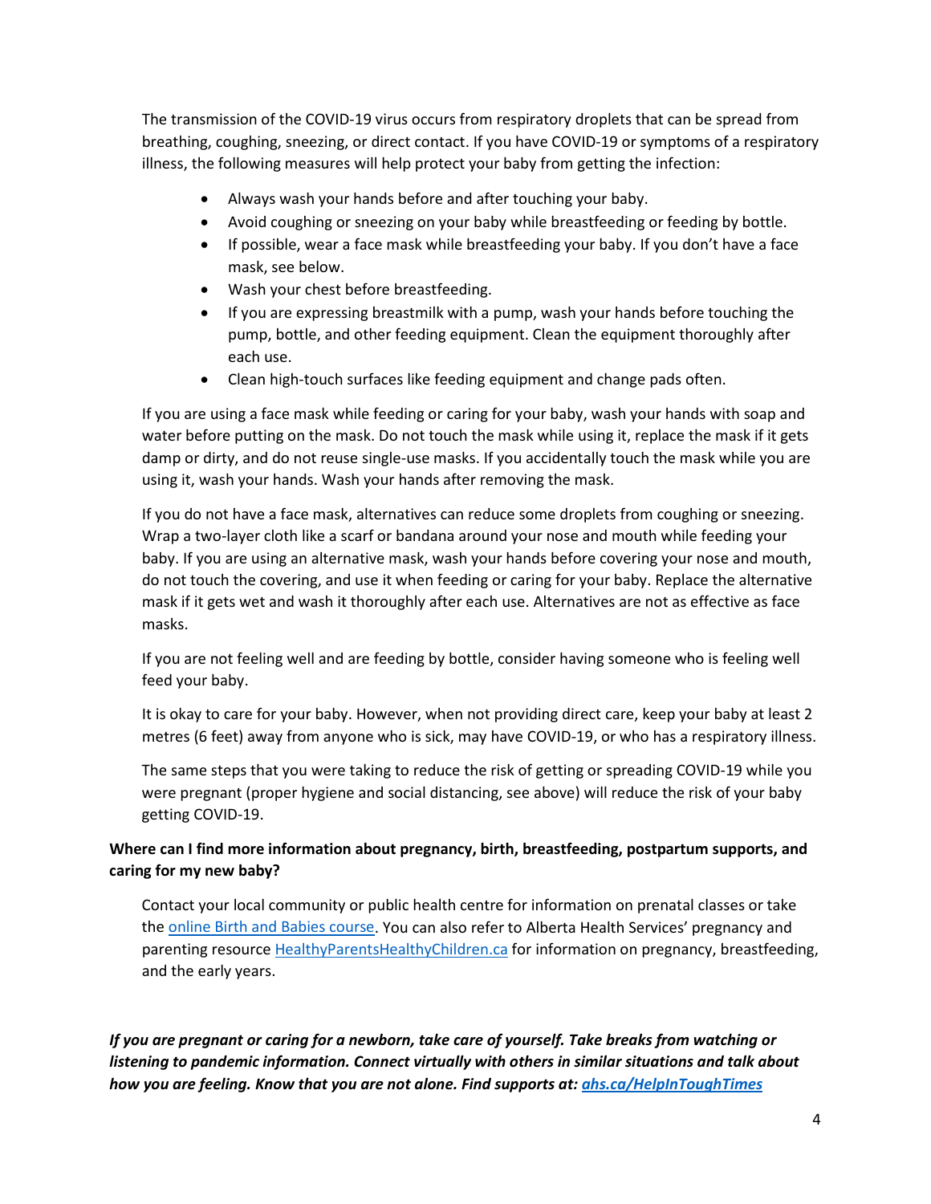The transmission of the COVID-19 virus occurs from respiratory droplets that can be spread from breathing, coughing, sneezing, or direct contact. If you have COVID-19 or symptoms of a respiratory illness, the following measures will help protect your baby from getting the infection:

- Always wash your hands before and after touching your baby.
- Avoid coughing or sneezing on your baby while breastfeeding or feeding by bottle.
- If possible, wear a face mask while breastfeeding your baby. If you don't have a face mask, see below.
- Wash your chest before breastfeeding.
- If you are expressing breastmilk with a pump, wash your hands before touching the pump, bottle, and other feeding equipment. Clean the equipment thoroughly after each use.
- Clean high-touch surfaces like feeding equipment and change pads often.

If you are using a face mask while feeding or caring for your baby, wash your hands with soap and water before putting on the mask. Do not touch the mask while using it, replace the mask if it gets damp or dirty, and do not reuse single-use masks. If you accidentally touch the mask while you are using it, wash your hands. Wash your hands after removing the mask.

If you do not have a face mask, alternatives can reduce some droplets from coughing or sneezing. Wrap a two-layer cloth like a scarf or bandana around your nose and mouth while feeding your baby. If you are using an alternative mask, wash your hands before covering your nose and mouth, do not touch the covering, and use it when feeding or caring for your baby. Replace the alternative mask if it gets wet and wash it thoroughly after each use. Alternatives are not as effective as face masks.

If you are not feeling well and are feeding by bottle, consider having someone who is feeling well feed your baby.

It is okay to care for your baby. However, when not providing direct care, keep your baby at least 2 metres (6 feet) away from anyone who is sick, may have COVID-19, or who has a respiratory illness.

The same steps that you were taking to reduce the risk of getting or spreading COVID-19 while you were pregnant (proper hygiene and social distancing, see above) will reduce the risk of your baby getting COVID-19.

**Where can I find more information about pregnancy, birth, breastfeeding, postpartum supports, and caring for my new baby?**

Contact your local community or public health centre for information on prenatal classes or take the online Birth and Babies course. You can also refer to Alberta Health Services' pregnancy and parenting resource HealthyParentsHealthyChildren.ca for information on pregnancy, breastfeeding, and the early years.

***If you are pregnant or caring for a newborn, take care of yourself. Take breaks from watching or listening to pandemic information. Connect virtually with others in similar situations and talk about how you are feeling. Know that you are not alone. Find supports at: ahs.ca/HelpInToughTimes***